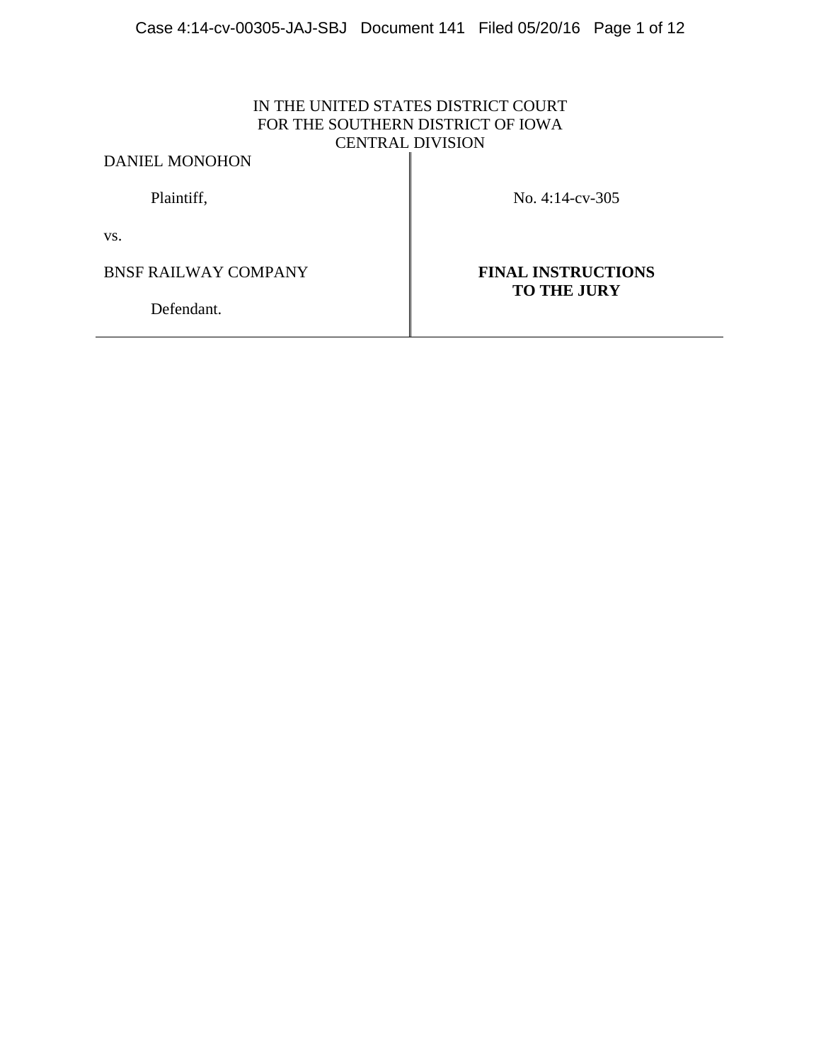IN THE UNITED STATES DISTRICT COURT
FOR THE SOUTHERN DISTRICT OF IOWA
CENTRAL DIVISION

| | |
|---|---|
| DANIEL MONOHON<br><br>Plaintiff,<br><br>vs.<br><br>BNSF RAILWAY COMPANY<br><br>Defendant. | No. 4:14-cv-305<br><br>**FINAL INSTRUCTIONS TO THE JURY** |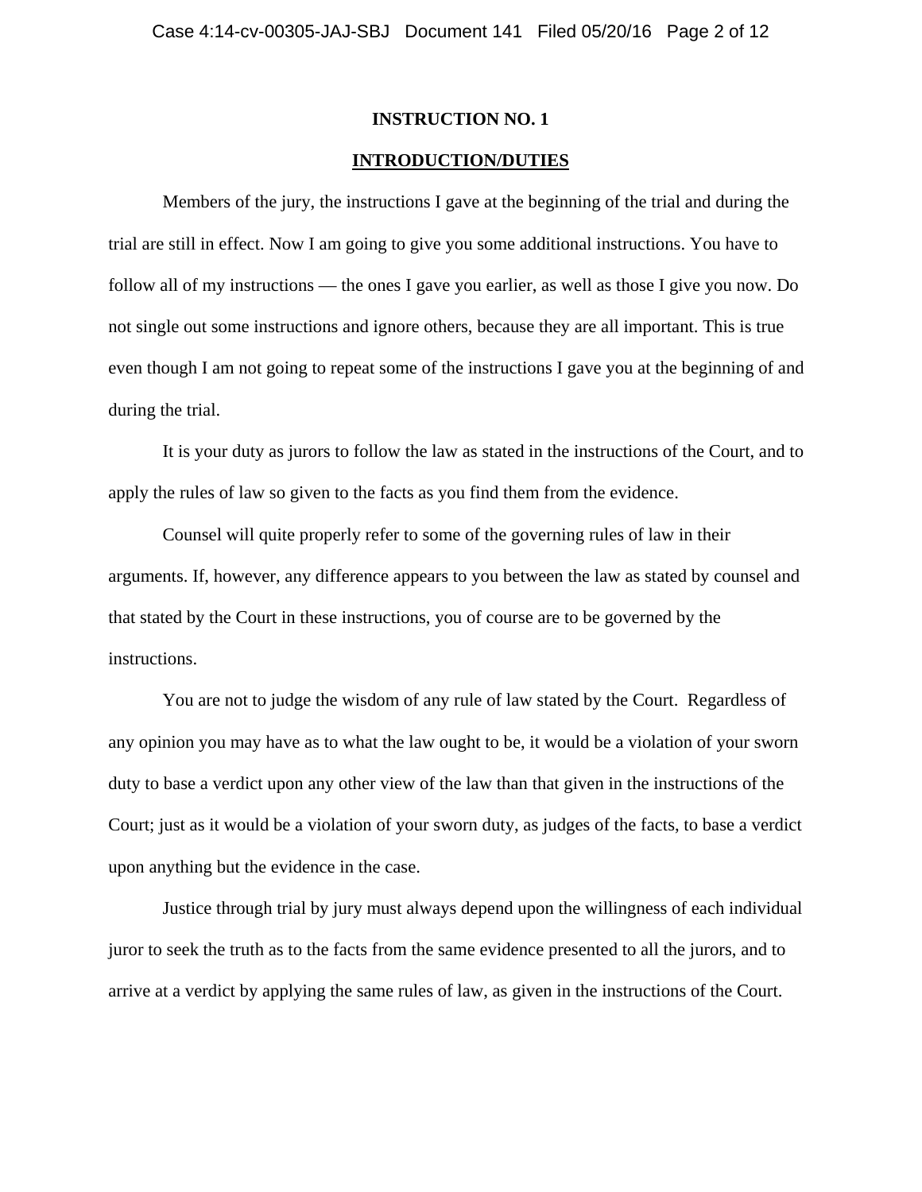## INSTRUCTION NO. 1

## INTRODUCTION/DUTIES

Members of the jury, the instructions I gave at the beginning of the trial and during the trial are still in effect. Now I am going to give you some additional instructions. You have to follow all of my instructions — the ones I gave you earlier, as well as those I give you now. Do not single out some instructions and ignore others, because they are all important. This is true even though I am not going to repeat some of the instructions I gave you at the beginning of and during the trial.

It is your duty as jurors to follow the law as stated in the instructions of the Court, and to apply the rules of law so given to the facts as you find them from the evidence.

Counsel will quite properly refer to some of the governing rules of law in their arguments. If, however, any difference appears to you between the law as stated by counsel and that stated by the Court in these instructions, you of course are to be governed by the instructions.

You are not to judge the wisdom of any rule of law stated by the Court. Regardless of any opinion you may have as to what the law ought to be, it would be a violation of your sworn duty to base a verdict upon any other view of the law than that given in the instructions of the Court; just as it would be a violation of your sworn duty, as judges of the facts, to base a verdict upon anything but the evidence in the case.

Justice through trial by jury must always depend upon the willingness of each individual juror to seek the truth as to the facts from the same evidence presented to all the jurors, and to arrive at a verdict by applying the same rules of law, as given in the instructions of the Court.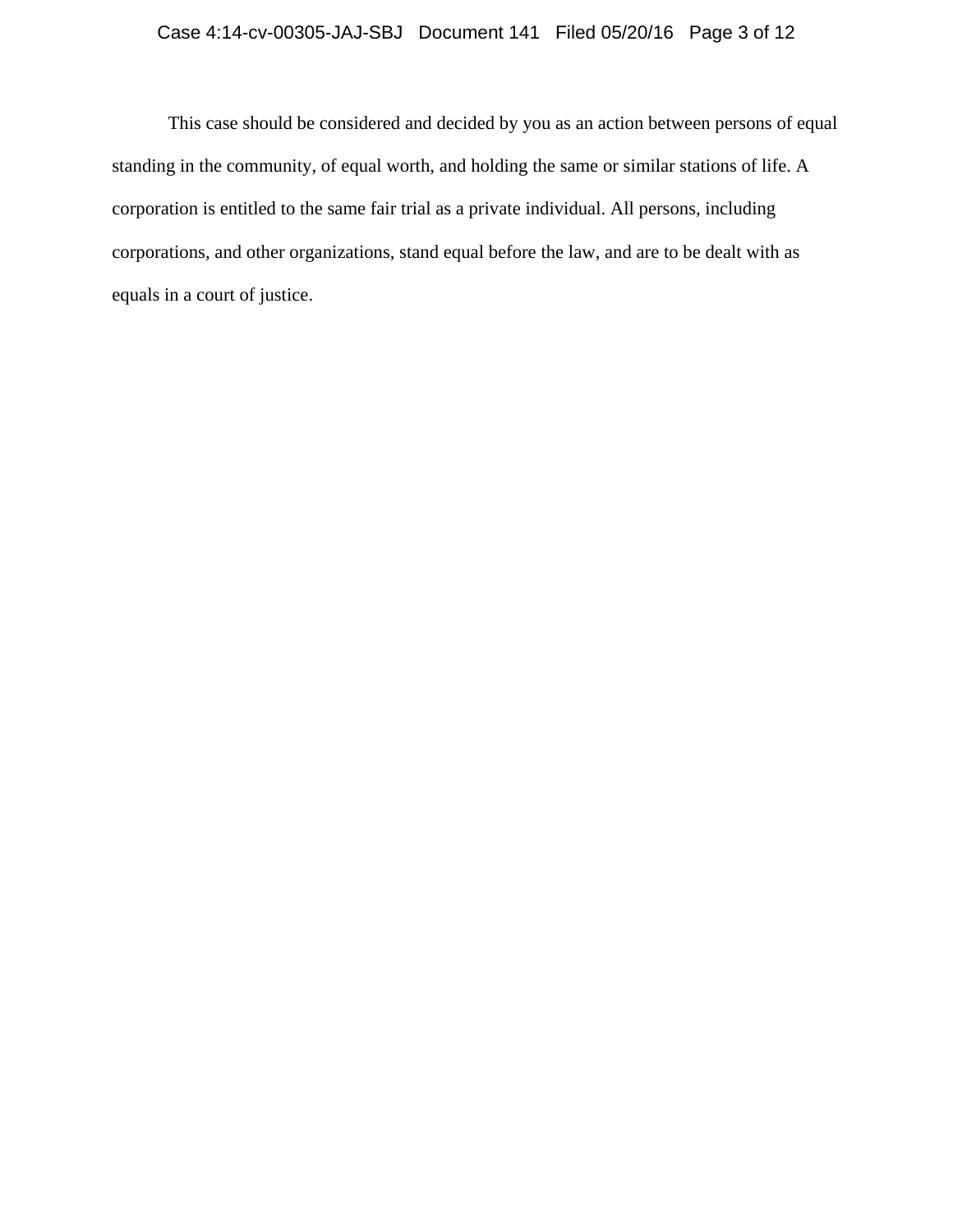This case should be considered and decided by you as an action between persons of equal standing in the community, of equal worth, and holding the same or similar stations of life. A corporation is entitled to the same fair trial as a private individual. All persons, including corporations, and other organizations, stand equal before the law, and are to be dealt with as equals in a court of justice.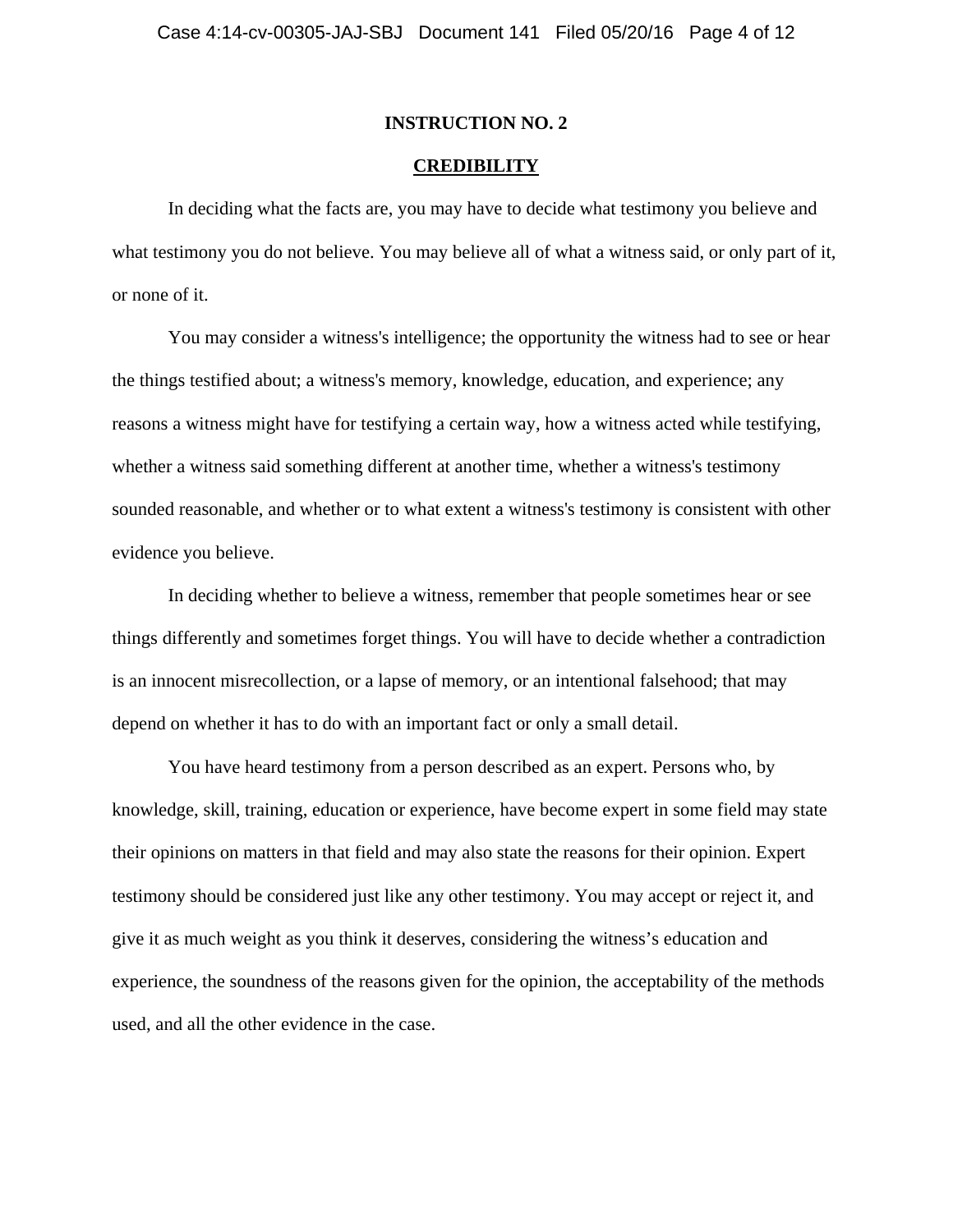## INSTRUCTION NO. 2

## CREDIBILITY

In deciding what the facts are, you may have to decide what testimony you believe and what testimony you do not believe. You may believe all of what a witness said, or only part of it, or none of it.

You may consider a witness's intelligence; the opportunity the witness had to see or hear the things testified about; a witness's memory, knowledge, education, and experience; any reasons a witness might have for testifying a certain way, how a witness acted while testifying, whether a witness said something different at another time, whether a witness's testimony sounded reasonable, and whether or to what extent a witness's testimony is consistent with other evidence you believe.

In deciding whether to believe a witness, remember that people sometimes hear or see things differently and sometimes forget things. You will have to decide whether a contradiction is an innocent misrecollection, or a lapse of memory, or an intentional falsehood; that may depend on whether it has to do with an important fact or only a small detail.

You have heard testimony from a person described as an expert. Persons who, by knowledge, skill, training, education or experience, have become expert in some field may state their opinions on matters in that field and may also state the reasons for their opinion. Expert testimony should be considered just like any other testimony. You may accept or reject it, and give it as much weight as you think it deserves, considering the witness's education and experience, the soundness of the reasons given for the opinion, the acceptability of the methods used, and all the other evidence in the case.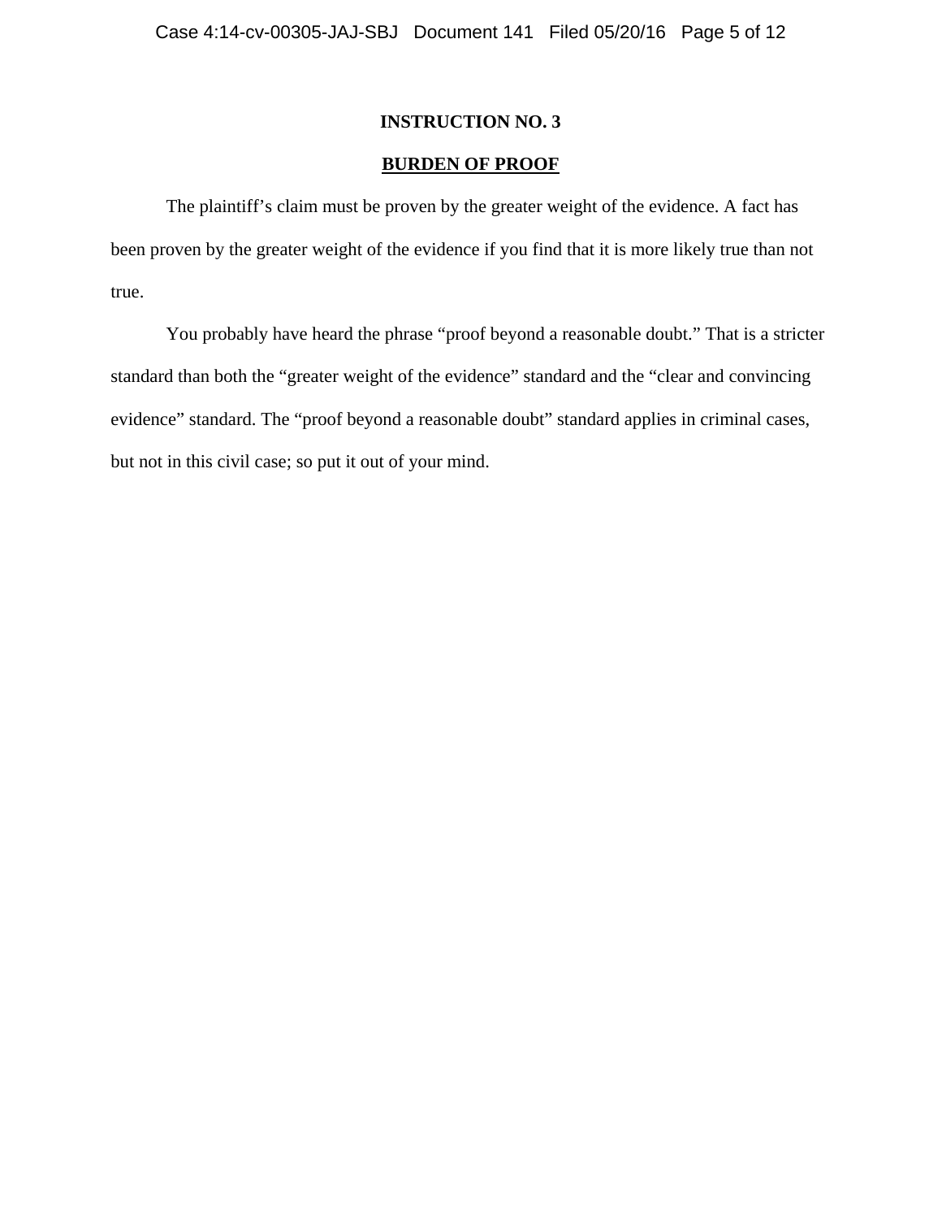**INSTRUCTION NO. 3**

**BURDEN OF PROOF**

The plaintiff's claim must be proven by the greater weight of the evidence. A fact has been proven by the greater weight of the evidence if you find that it is more likely true than not true.

You probably have heard the phrase "proof beyond a reasonable doubt." That is a stricter standard than both the "greater weight of the evidence" standard and the "clear and convincing evidence" standard. The "proof beyond a reasonable doubt" standard applies in criminal cases, but not in this civil case; so put it out of your mind.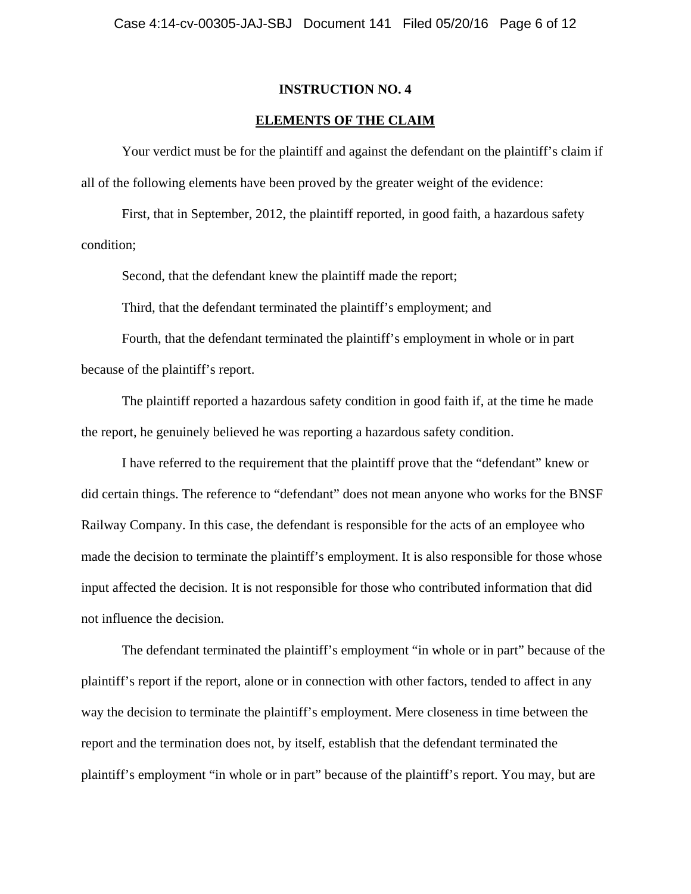**INSTRUCTION NO. 4**

**ELEMENTS OF THE CLAIM**

Your verdict must be for the plaintiff and against the defendant on the plaintiff's claim if all of the following elements have been proved by the greater weight of the evidence:

First, that in September, 2012, the plaintiff reported, in good faith, a hazardous safety condition;

Second, that the defendant knew the plaintiff made the report;

Third, that the defendant terminated the plaintiff's employment; and

Fourth, that the defendant terminated the plaintiff's employment in whole or in part because of the plaintiff's report.

The plaintiff reported a hazardous safety condition in good faith if, at the time he made the report, he genuinely believed he was reporting a hazardous safety condition.

I have referred to the requirement that the plaintiff prove that the "defendant" knew or did certain things. The reference to "defendant" does not mean anyone who works for the BNSF Railway Company. In this case, the defendant is responsible for the acts of an employee who made the decision to terminate the plaintiff's employment. It is also responsible for those whose input affected the decision. It is not responsible for those who contributed information that did not influence the decision.

The defendant terminated the plaintiff's employment "in whole or in part" because of the plaintiff's report if the report, alone or in connection with other factors, tended to affect in any way the decision to terminate the plaintiff's employment. Mere closeness in time between the report and the termination does not, by itself, establish that the defendant terminated the plaintiff's employment "in whole or in part" because of the plaintiff's report. You may, but are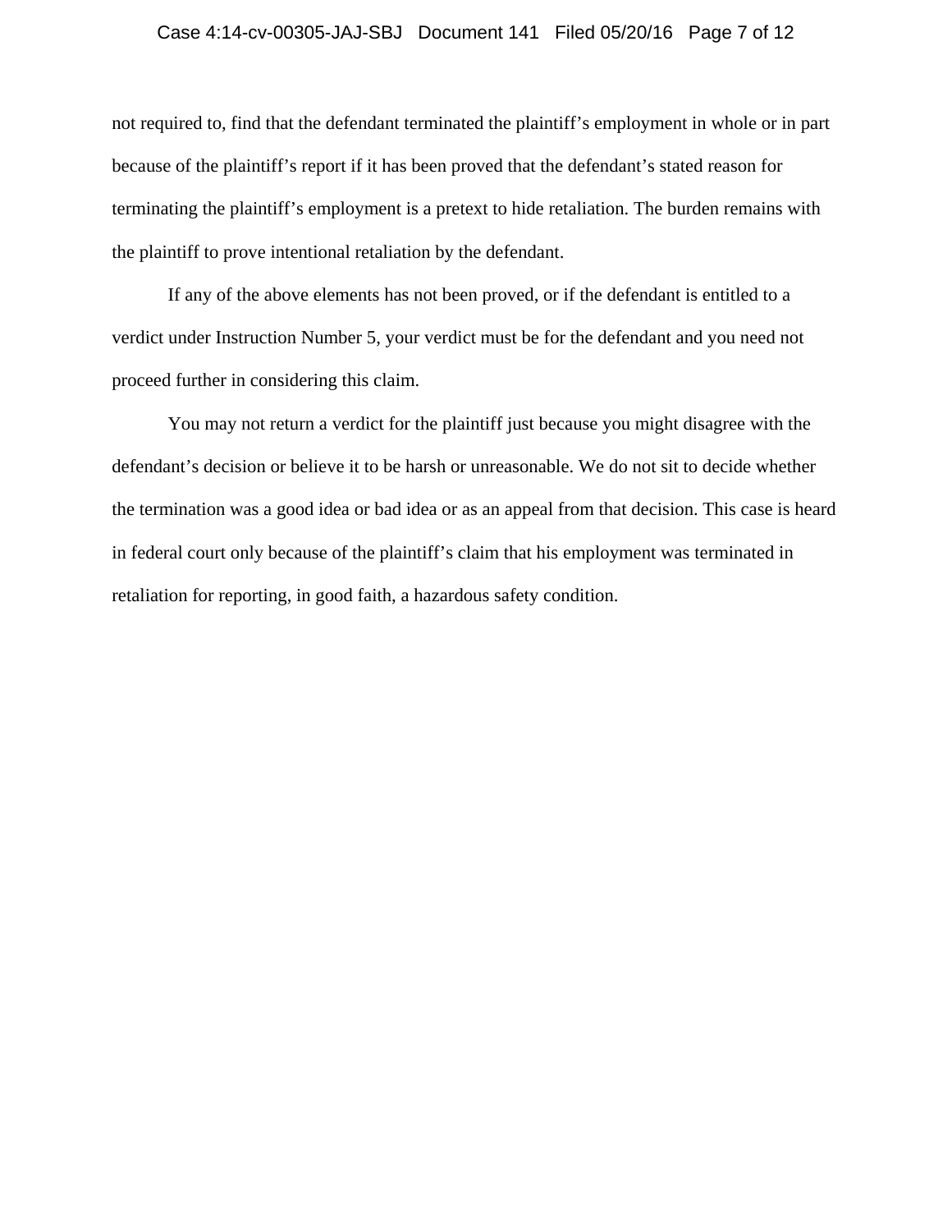not required to, find that the defendant terminated the plaintiff's employment in whole or in part because of the plaintiff's report if it has been proved that the defendant's stated reason for terminating the plaintiff's employment is a pretext to hide retaliation. The burden remains with the plaintiff to prove intentional retaliation by the defendant.

If any of the above elements has not been proved, or if the defendant is entitled to a verdict under Instruction Number 5, your verdict must be for the defendant and you need not proceed further in considering this claim.

You may not return a verdict for the plaintiff just because you might disagree with the defendant's decision or believe it to be harsh or unreasonable. We do not sit to decide whether the termination was a good idea or bad idea or as an appeal from that decision. This case is heard in federal court only because of the plaintiff's claim that his employment was terminated in retaliation for reporting, in good faith, a hazardous safety condition.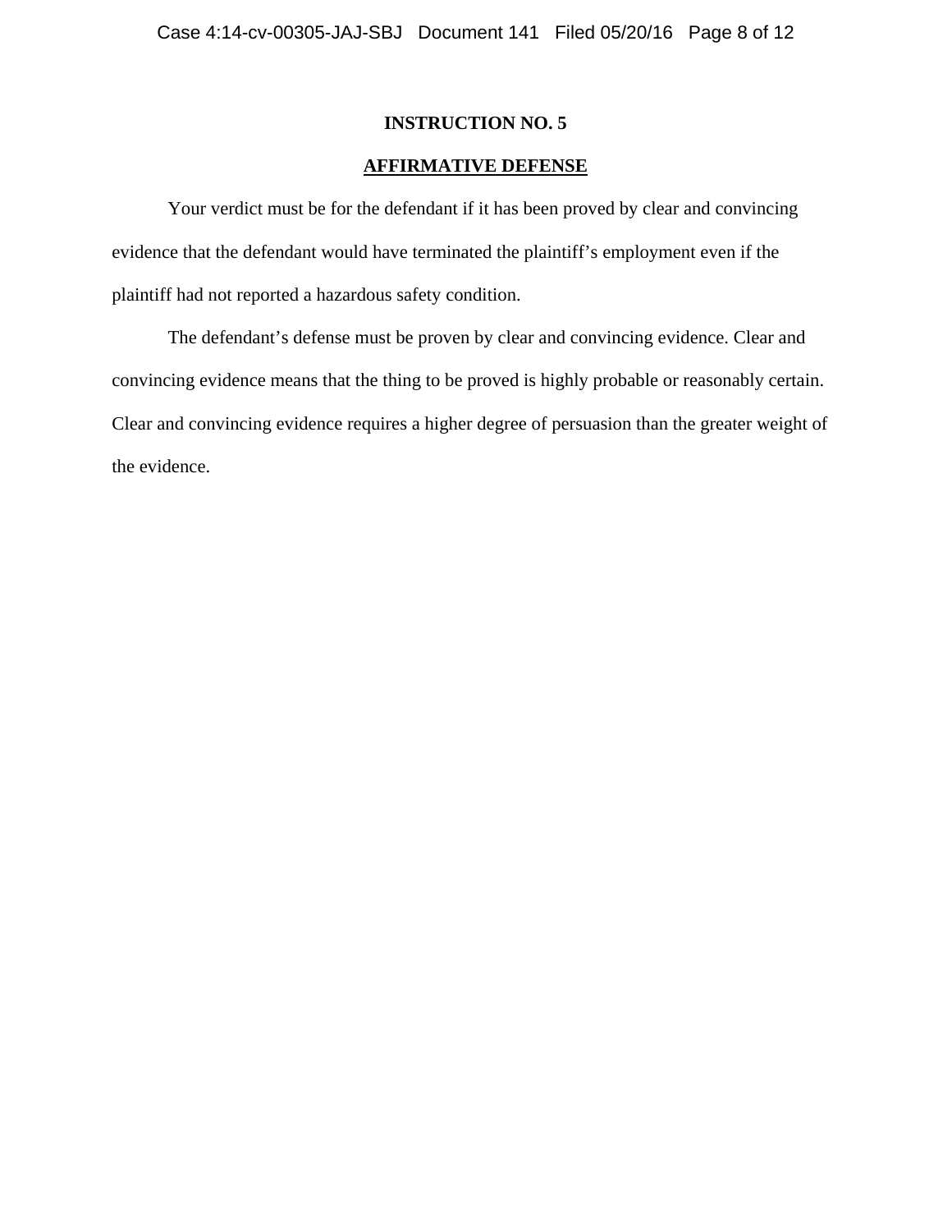**INSTRUCTION NO. 5**

**AFFIRMATIVE DEFENSE**

Your verdict must be for the defendant if it has been proved by clear and convincing evidence that the defendant would have terminated the plaintiff's employment even if the plaintiff had not reported a hazardous safety condition.

The defendant's defense must be proven by clear and convincing evidence. Clear and convincing evidence means that the thing to be proved is highly probable or reasonably certain. Clear and convincing evidence requires a higher degree of persuasion than the greater weight of the evidence.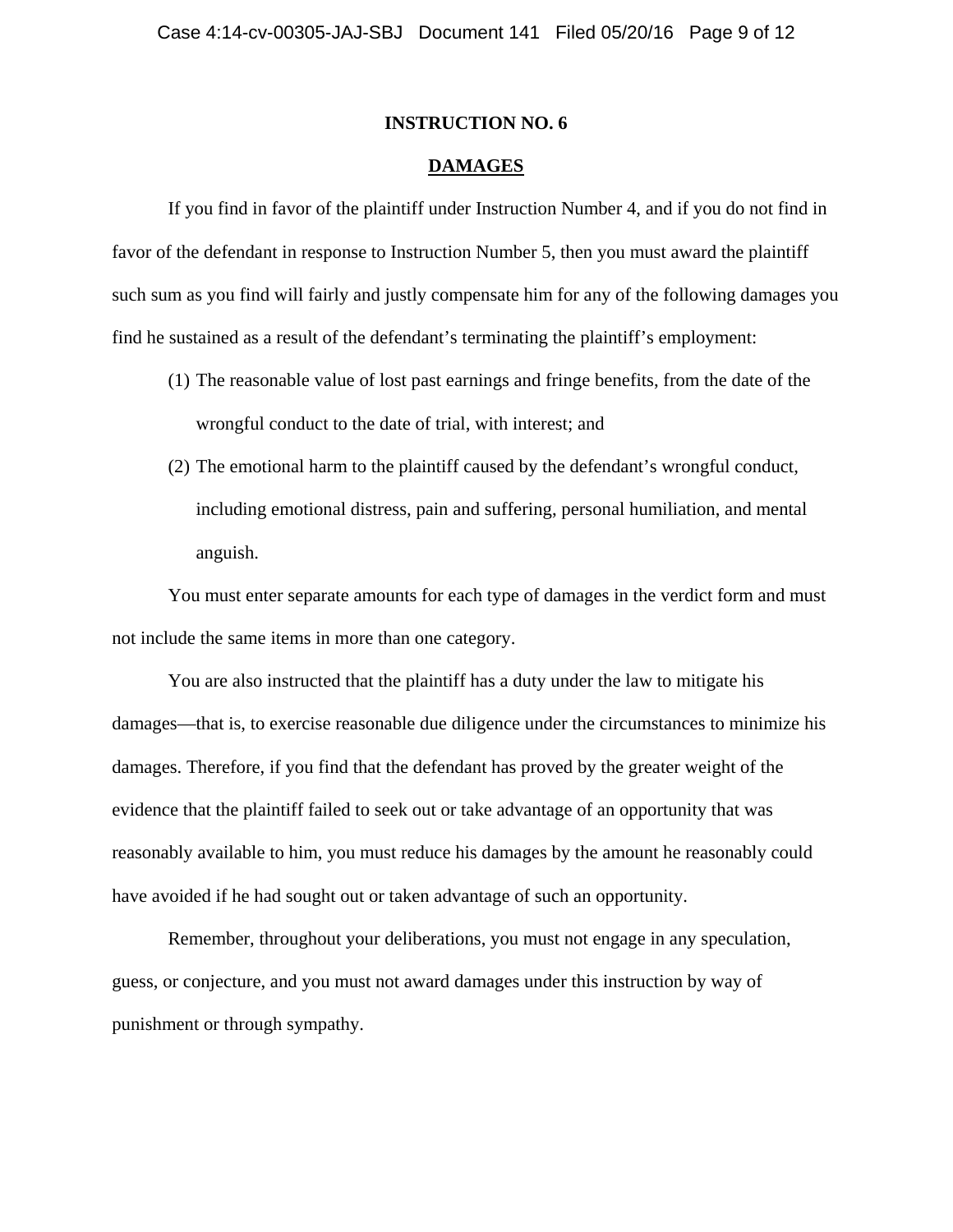**INSTRUCTION NO. 6**

**DAMAGES**

If you find in favor of the plaintiff under Instruction Number 4, and if you do not find in favor of the defendant in response to Instruction Number 5, then you must award the plaintiff such sum as you find will fairly and justly compensate him for any of the following damages you find he sustained as a result of the defendant's terminating the plaintiff's employment:

(1) The reasonable value of lost past earnings and fringe benefits, from the date of the wrongful conduct to the date of trial, with interest; and

(2) The emotional harm to the plaintiff caused by the defendant's wrongful conduct, including emotional distress, pain and suffering, personal humiliation, and mental anguish.

You must enter separate amounts for each type of damages in the verdict form and must not include the same items in more than one category.

You are also instructed that the plaintiff has a duty under the law to mitigate his damages—that is, to exercise reasonable due diligence under the circumstances to minimize his damages. Therefore, if you find that the defendant has proved by the greater weight of the evidence that the plaintiff failed to seek out or take advantage of an opportunity that was reasonably available to him, you must reduce his damages by the amount he reasonably could have avoided if he had sought out or taken advantage of such an opportunity.

Remember, throughout your deliberations, you must not engage in any speculation, guess, or conjecture, and you must not award damages under this instruction by way of punishment or through sympathy.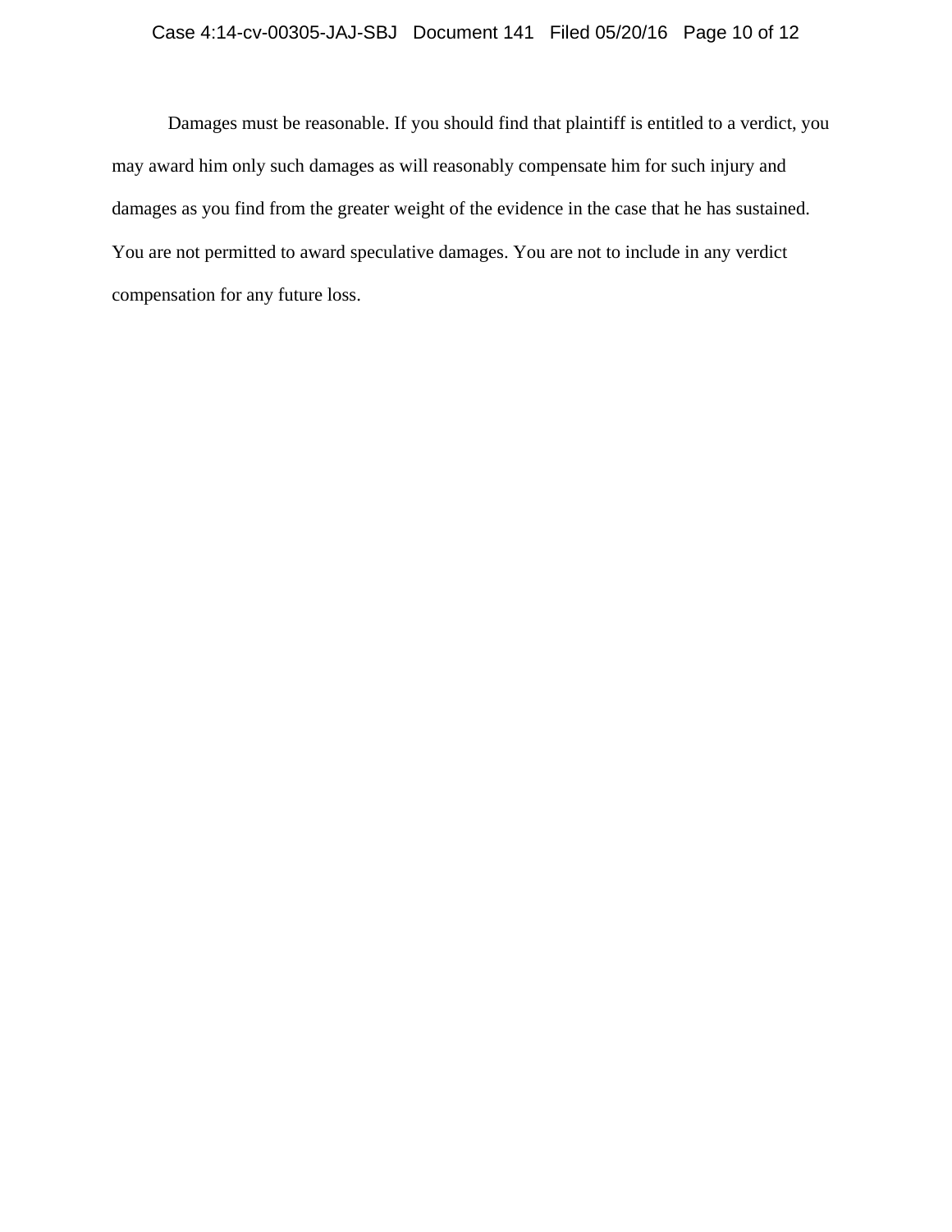Damages must be reasonable. If you should find that plaintiff is entitled to a verdict, you may award him only such damages as will reasonably compensate him for such injury and damages as you find from the greater weight of the evidence in the case that he has sustained. You are not permitted to award speculative damages. You are not to include in any verdict compensation for any future loss.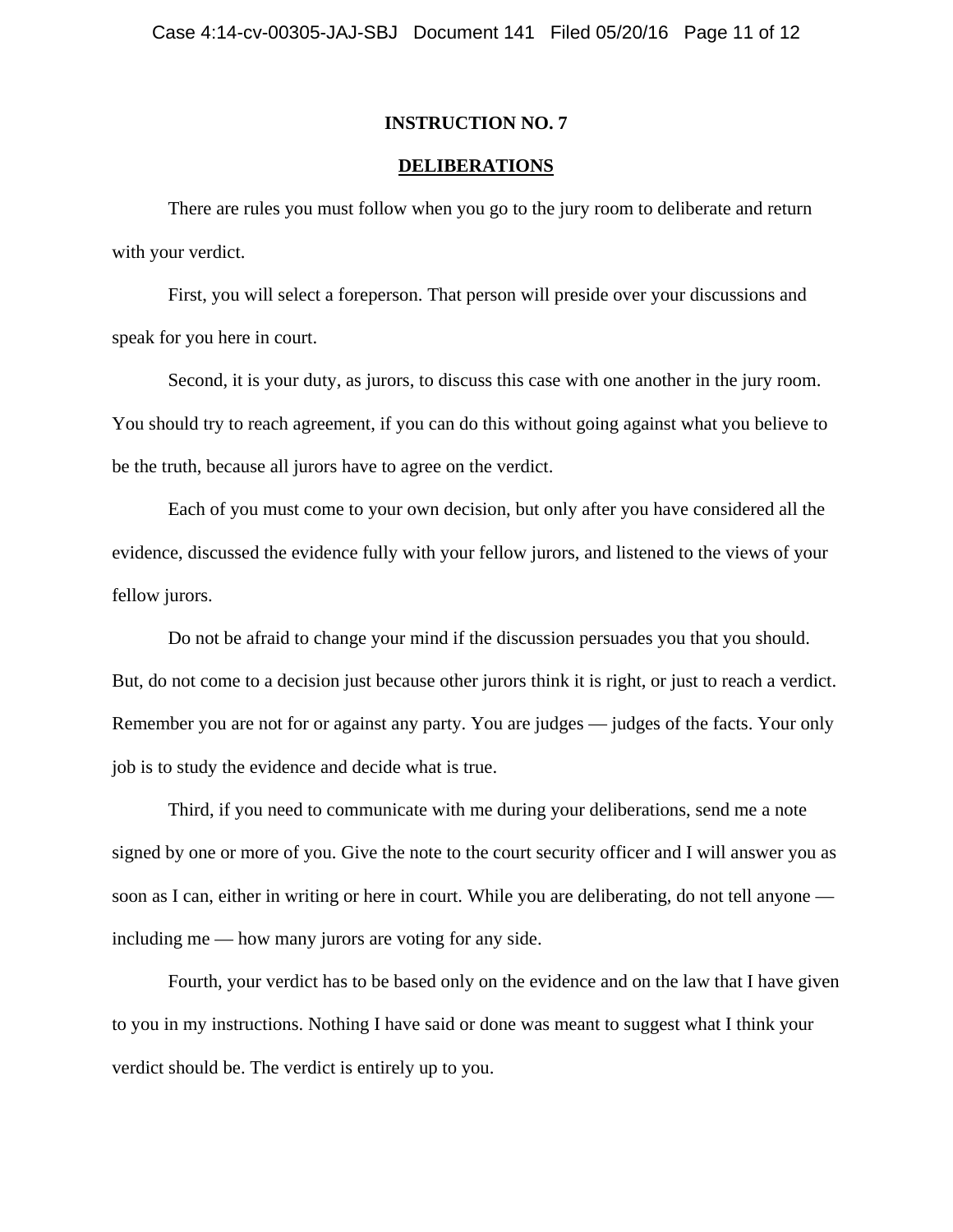**INSTRUCTION NO. 7**

**DELIBERATIONS**

There are rules you must follow when you go to the jury room to deliberate and return with your verdict.

First, you will select a foreperson. That person will preside over your discussions and speak for you here in court.

Second, it is your duty, as jurors, to discuss this case with one another in the jury room. You should try to reach agreement, if you can do this without going against what you believe to be the truth, because all jurors have to agree on the verdict.

Each of you must come to your own decision, but only after you have considered all the evidence, discussed the evidence fully with your fellow jurors, and listened to the views of your fellow jurors.

Do not be afraid to change your mind if the discussion persuades you that you should. But, do not come to a decision just because other jurors think it is right, or just to reach a verdict. Remember you are not for or against any party. You are judges — judges of the facts. Your only job is to study the evidence and decide what is true.

Third, if you need to communicate with me during your deliberations, send me a note signed by one or more of you. Give the note to the court security officer and I will answer you as soon as I can, either in writing or here in court. While you are deliberating, do not tell anyone — including me — how many jurors are voting for any side.

Fourth, your verdict has to be based only on the evidence and on the law that I have given to you in my instructions. Nothing I have said or done was meant to suggest what I think your verdict should be. The verdict is entirely up to you.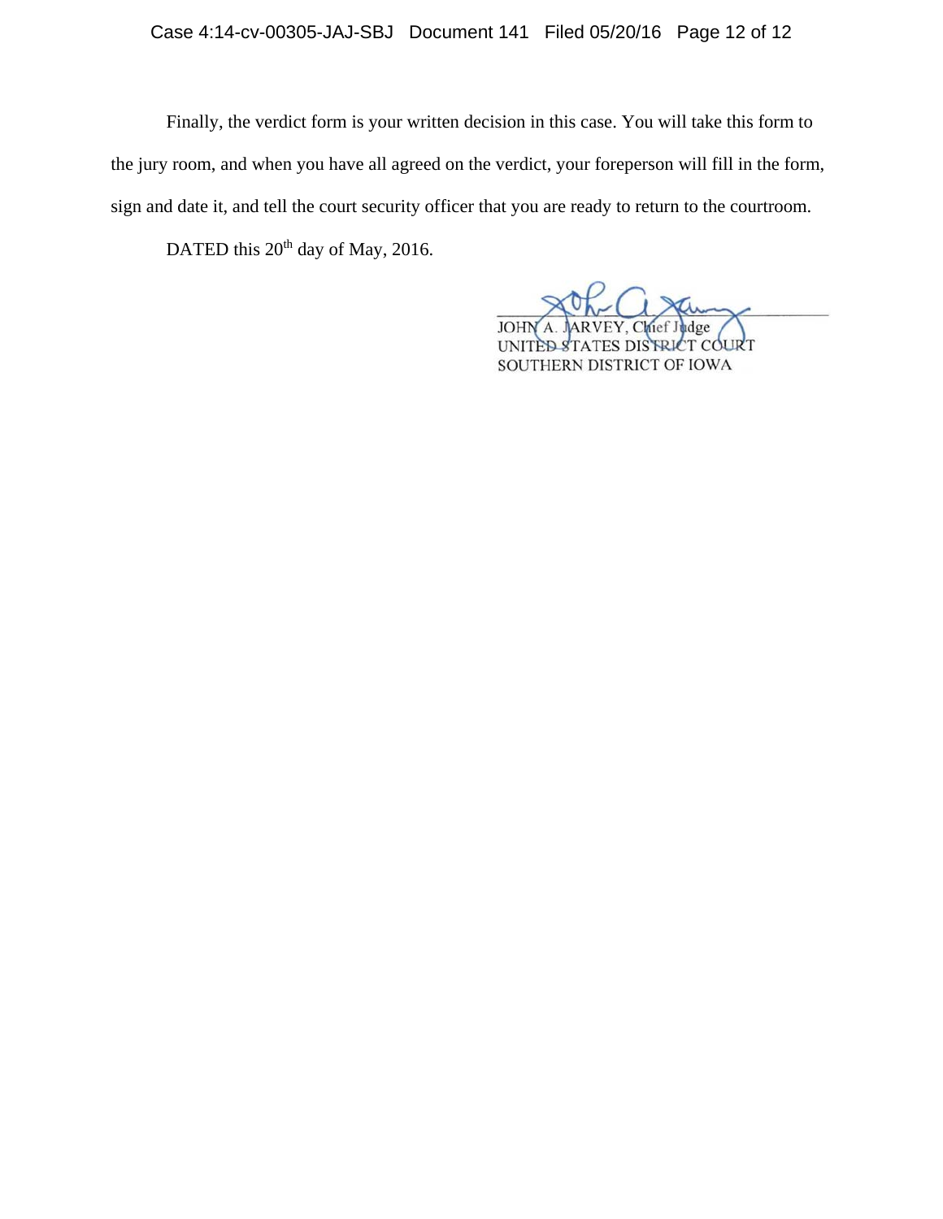Finally, the verdict form is your written decision in this case. You will take this form to the jury room, and when you have all agreed on the verdict, your foreperson will fill in the form, sign and date it, and tell the court security officer that you are ready to return to the courtroom.

DATED this 20th day of May, 2016.

JOHN A. JARVEY, Chief Judge
UNITED STATES DISTRICT COURT
SOUTHERN DISTRICT OF IOWA